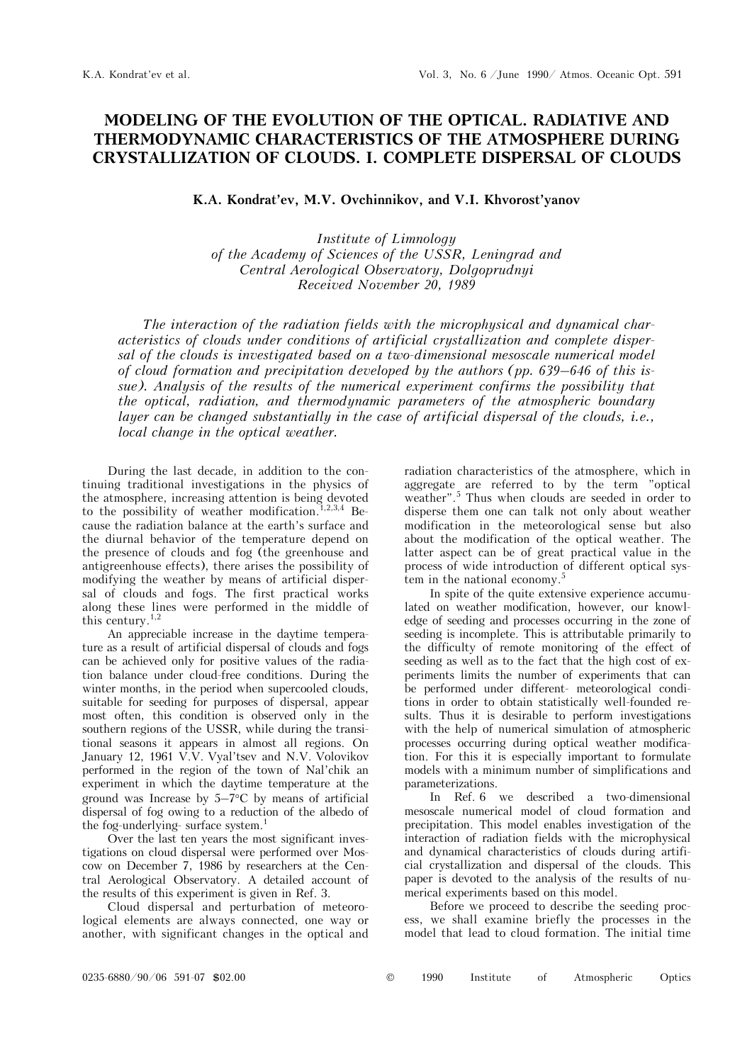# MODELING OF THE EVOLUTION OF THE OPTICAL. RADIATIVE AND THERMODYNAMIC CHARACTERISTICS OF THE ATMOSPHERE DURING CRYSTALLIZATION OF CLOUDS. I. COMPLETE DISPERSAL OF CLOUDS

**K.A. Kondrat'ev, M.V. Ovchinnikov, and V.I. Khvorost'yanov**

*Institute of Limnology of the Academy of Sciences of the USSR, Leningrad and Central Aerological Observatory, Dolgoprudnyi*
*Received November 20, 1989*

*The interaction of the radiation fields with the microphysical and dynamical characteristics of clouds under conditions of artificial crystallization and complete dispersal of the clouds is investigated based on a two-dimensional mesoscale numerical model of cloud formation and precipitation developed by the authors (pp. 639–646 of this issue). Analysis of the results of the numerical experiment confirms the possibility that the optical, radiation, and thermodynamic parameters of the atmospheric boundary layer can be changed substantially in the case of artificial dispersal of the clouds, i.e., local change in the optical weather.*

During the last decade, in addition to the continuing traditional investigations in the physics of the atmosphere, increasing attention is being devoted to the possibility of weather modification.[1,2,3,4] Because the radiation balance at the earth's surface and the diurnal behavior of the temperature depend on the presence of clouds and fog (the greenhouse and antigreenhouse effects), there arises the possibility of modifying the weather by means of artificial dispersal of clouds and fogs. The first practical works along these lines were performed in the middle of this century.[1,2]

An appreciable increase in the daytime temperature as a result of artificial dispersal of clouds and fogs can be achieved only for positive values of the radiation balance under cloud-free conditions. During the winter months, in the period when supercooled clouds, suitable for seeding for purposes of dispersal, appear most often, this condition is observed only in the southern regions of the USSR, while during the transitional seasons it appears in almost all regions. On January 12, 1961 V.V. Vyal'tsev and N.V. Volovikov performed in the region of the town of Nal'chik an experiment in which the daytime temperature at the ground was Increase by 5–7°C by means of artificial dispersal of fog owing to a reduction of the albedo of the fog-underlying- surface system.[1]

Over the last ten years the most significant investigations on cloud dispersal were performed over Moscow on December 7, 1986 by researchers at the Central Aerological Observatory. A detailed account of the results of this experiment is given in Ref. 3.

Cloud dispersal and perturbation of meteorological elements are always connected, one way or another, with significant changes in the optical and radiation characteristics of the atmosphere, which in aggregate are referred to by the term "optical weather".[5] Thus when clouds are seeded in order to disperse them one can talk not only about weather modification in the meteorological sense but also about the modification of the optical weather. The latter aspect can be of great practical value in the process of wide introduction of different optical system in the national economy.[5]

In spite of the quite extensive experience accumulated on weather modification, however, our knowledge of seeding and processes occurring in the zone of seeding is incomplete. This is attributable primarily to the difficulty of remote monitoring of the effect of seeding as well as to the fact that the high cost of experiments limits the number of experiments that can be performed under different- meteorological conditions in order to obtain statistically well-founded results. Thus it is desirable to perform investigations with the help of numerical simulation of atmospheric processes occurring during optical weather modification. For this it is especially important to formulate models with a minimum number of simplifications and parameterizations.

In Ref. 6 we described a two-dimensional mesoscale numerical model of cloud formation and precipitation. This model enables investigation of the interaction of radiation fields with the microphysical and dynamical characteristics of clouds during artificial crystallization and dispersal of the clouds. This paper is devoted to the analysis of the results of numerical experiments based on this model.

Before we proceed to describe the seeding process, we shall examine briefly the processes in the model that lead to cloud formation. The initial time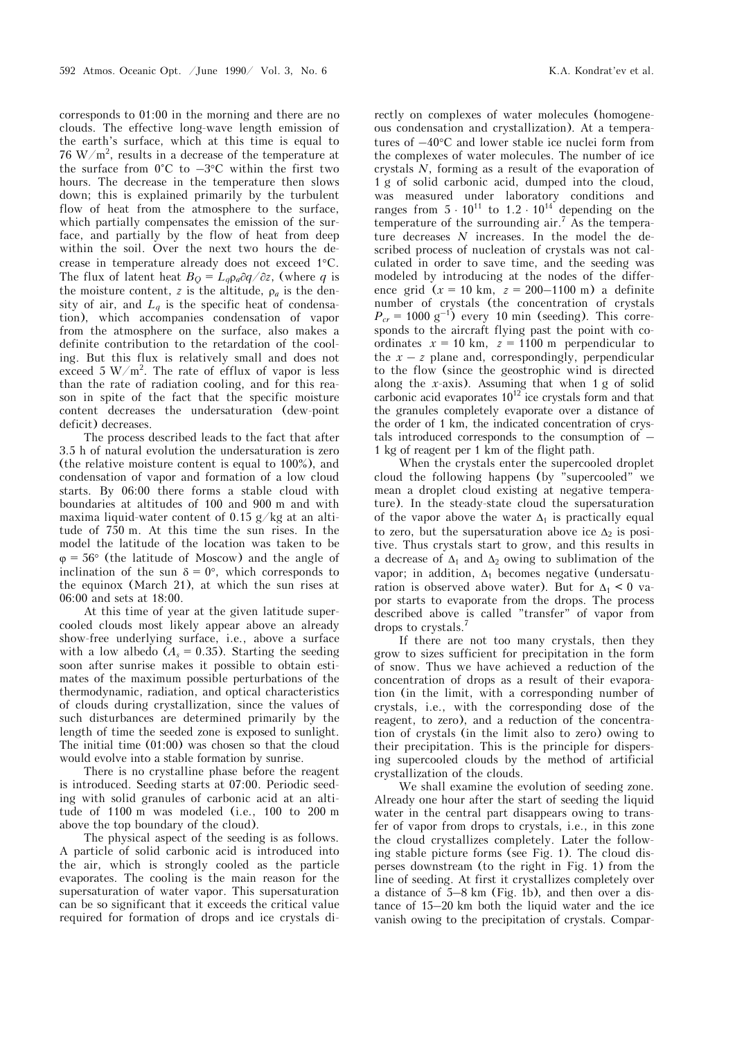corresponds to 01:00 in the morning and there are no clouds. The effective long-wave length emission of the earth's surface, which at this time is equal to 76 W/m$^2$, results in a decrease of the temperature at the surface from 0°C to −3°C within the first two hours. The decrease in the temperature then slows down; this is explained primarily by the turbulent flow of heat from the atmosphere to the surface, which partially compensates the emission of the surface, and partially by the flow of heat from deep within the soil. Over the next two hours the decrease in temperature already does not exceed 1°C. The flux of latent heat $B_Q = L_q \rho_a \partial q/\partial z$, (where $q$ is the moisture content, $z$ is the altitude, $\rho_a$ is the density of air, and $L_q$ is the specific heat of condensation), which accompanies condensation of vapor from the atmosphere on the surface, also makes a definite contribution to the retardation of the cooling. But this flux is relatively small and does not exceed 5 W/m$^2$. The rate of efflux of vapor is less than the rate of radiation cooling, and for this reason in spite of the fact that the specific moisture content decreases the undersaturation (dew-point deficit) decreases.

The process described leads to the fact that after 3.5 h of natural evolution the undersaturation is zero (the relative moisture content is equal to 100%), and condensation of vapor and formation of a low cloud starts. By 06:00 there forms a stable cloud with boundaries at altitudes of 100 and 900 m and with maxima liquid-water content of 0.15 g/kg at an altitude of 750 m. At this time the sun rises. In the model the latitude of the location was taken to be $\varphi = 56°$ (the latitude of Moscow) and the angle of inclination of the sun $\delta = 0°$, which corresponds to the equinox (March 21), at which the sun rises at 06:00 and sets at 18:00.

At this time of year at the given latitude supercooled clouds most likely appear above an already show-free underlying surface, i.e., above a surface with a low albedo ($A_s = 0.35$). Starting the seeding soon after sunrise makes it possible to obtain estimates of the maximum possible perturbations of the thermodynamic, radiation, and optical characteristics of clouds during crystallization, since the values of such disturbances are determined primarily by the length of time the seeded zone is exposed to sunlight. The initial time (01:00) was chosen so that the cloud would evolve into a stable formation by sunrise.

There is no crystalline phase before the reagent is introduced. Seeding starts at 07:00. Periodic seeding with solid granules of carbonic acid at an altitude of 1100 m was modeled (i.e., 100 to 200 m above the top boundary of the cloud).

The physical aspect of the seeding is as follows. A particle of solid carbonic acid is introduced into the air, which is strongly cooled as the particle evaporates. The cooling is the main reason for the supersaturation of water vapor. This supersaturation can be so significant that it exceeds the critical value required for formation of drops and ice crystals directly on complexes of water molecules (homogeneous condensation and crystallization). At a temperatures of −40°C and lower stable ice nuclei form from the complexes of water molecules. The number of ice crystals $N$, forming as a result of the evaporation of 1 g of solid carbonic acid, dumped into the cloud, was measured under laboratory conditions and ranges from $5 \cdot 10^{11}$ to $1.2 \cdot 10^{14}$ depending on the temperature of the surrounding air.[7] As the temperature decreases $N$ increases. In the model the described process of nucleation of crystals was not calculated in order to save time, and the seeding was modeled by introducing at the nodes of the difference grid ($x = 10$ km, $z = 200$–$1100$ m) a definite number of crystals (the concentration of crystals $P_{cr} = 1000$ g$^{-1}$) every 10 min (seeding). This corresponds to the aircraft flying past the point with coordinates $x = 10$ km, $z = 1100$ m perpendicular to the $x - z$ plane and, correspondingly, perpendicular to the flow (since the geostrophic wind is directed along the $x$-axis). Assuming that when 1 g of solid carbonic acid evaporates $10^{12}$ ice crystals form and that the granules completely evaporate over a distance of the order of 1 km, the indicated concentration of crystals introduced corresponds to the consumption of ~ 1 kg of reagent per 1 km of the flight path.

When the crystals enter the supercooled droplet cloud the following happens (by "supercooled" we mean a droplet cloud existing at negative temperature). In the steady-state cloud the supersaturation of the vapor above the water $\Delta_1$ is practically equal to zero, but the supersaturation above ice $\Delta_2$ is positive. Thus crystals start to grow, and this results in a decrease of $\Delta_1$ and $\Delta_2$ owing to sublimation of the vapor; in addition, $\Delta_1$ becomes negative (undersaturation is observed above water). But for $\Delta_1 < 0$ vapor starts to evaporate from the drops. The process described above is called "transfer" of vapor from drops to crystals.[7]

If there are not too many crystals, then they grow to sizes sufficient for precipitation in the form of snow. Thus we have achieved a reduction of the concentration of drops as a result of their evaporation (in the limit, with a corresponding number of crystals, i.e., with the corresponding dose of the reagent, to zero), and a reduction of the concentration of crystals (in the limit also to zero) owing to their precipitation. This is the principle for dispersing supercooled clouds by the method of artificial crystallization of the clouds.

We shall examine the evolution of seeding zone. Already one hour after the start of seeding the liquid water in the central part disappears owing to transfer of vapor from drops to crystals, i.e., in this zone the cloud crystallizes completely. Later the following stable picture forms (see Fig. 1). The cloud disperses downstream (to the right in Fig. 1) from the line of seeding. At first it crystallizes completely over a distance of 5–8 km (Fig. 1b), and then over a distance of 15–20 km both the liquid water and the ice vanish owing to the precipitation of crystals. Compar-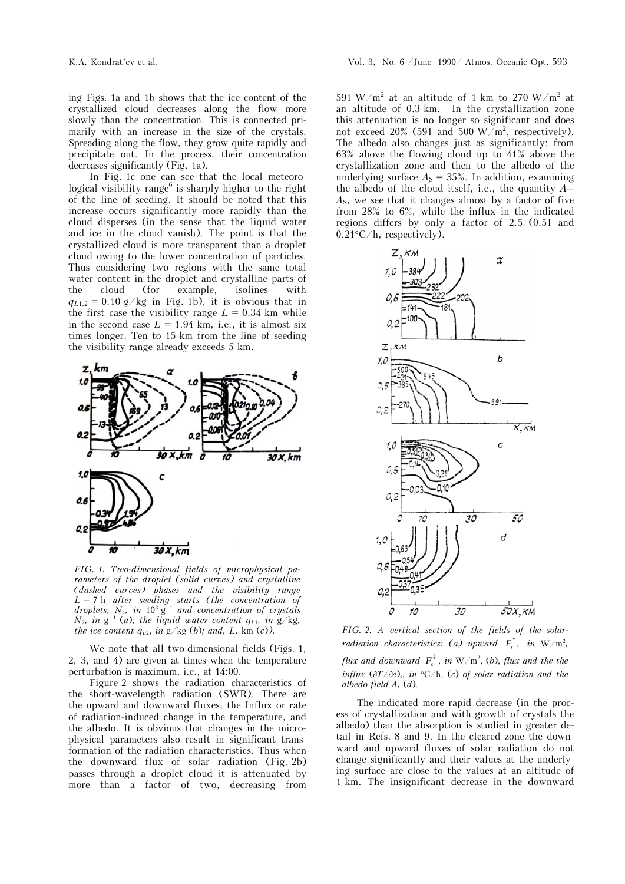ing Figs. 1a and 1b shows that the ice content of the crystallized cloud decreases along the flow more slowly than the concentration. This is connected primarily with an increase in the size of the crystals. Spreading along the flow, they grow quite rapidly and precipitate out. In the process, their concentration decreases significantly (Fig. 1a).

In Fig. 1c one can see that the local meteorological visibility range[6] is sharply higher to the right of the line of seeding. It should be noted that this increase occurs significantly more rapidly than the cloud disperses (in the sense that the liquid water and ice in the cloud vanish). The point is that the crystallized cloud is more transparent than a droplet cloud owing to the lower concentration of particles. Thus considering two regions with the same total water content in the droplet and crystalline parts of the cloud (for example, isolines with $q_{L1,2} = 0.10$ g/kg in Fig. 1b), it is obvious that in the first case the visibility range $L = 0.34$ km while in the second case $L = 1.94$ km, i.e., it is almost six times longer. Ten to 15 km from the line of seeding the visibility range already exceeds 5 km.

*FIG. 1. Two-dimensional fields of microphysical parameters of the droplet (solid curves) and crystalline (dashed curves) phases and the visibility range $L$ = 7 h after seeding starts (the concentration of droplets, $N_1$, in $10^3$ g$^{-1}$ and concentration of crystals $N_2$, in g$^{-1}$ (a); the liquid water content $q_{L1}$, in g/kg, the ice content $q_{L2}$, in g/kg (b); and, L, km (c)).*

We note that all two-dimensional fields (Figs. 1, 2, 3, and 4) are given at times when the temperature perturbation is maximum, i.e., at 14:00.

Figure 2 shows the radiation characteristics of the short-wavelength radiation (SWR). There are the upward and downward fluxes, the Influx or rate of radiation-induced change in the temperature, and the albedo. It is obvious that changes in the microphysical parameters also result in significant transformation of the radiation characteristics. Thus when the downward flux of solar radiation (Fig. 2b) passes through a droplet cloud it is attenuated by more than a factor of two, decreasing from 591 W/m$^2$ at an altitude of 1 km to 270 W/m$^2$ at an altitude of 0.3 km. In the crystallization zone this attenuation is no longer so significant and does not exceed 20% (591 and 500 W/m$^2$, respectively). The albedo also changes just as significantly: from 63% above the flowing cloud up to 41% above the crystallization zone and then to the albedo of the underlying surface $A_S$ = 35%. In addition, examining the albedo of the cloud itself, i.e., the quantity $A - A_S$, we see that it changes almost by a factor of five from 28% to 6%, while the influx in the indicated regions differs by only a factor of 2.5 (0.51 and 0.21°C/h, respectively).

*FIG. 2. A vertical section of the fields of the solar-radiation characteristics: (a) upward $F_s^{\uparrow}$, in W/m$^2$, flux and downward $F_s^{\downarrow}$, in W/m$^2$, (b), flux and the the influx $(\partial T/\partial e)_s$, in °C/h, (c) of solar radiation and the albedo field A, (d).*

The indicated more rapid decrease (in the process of crystallization and with growth of crystals the albedo) than the absorption is studied in greater detail in Refs. 8 and 9. In the cleared zone the downward and upward fluxes of solar radiation do not change significantly and their values at the underlying surface are close to the values at an altitude of 1 km. The insignificant decrease in the downward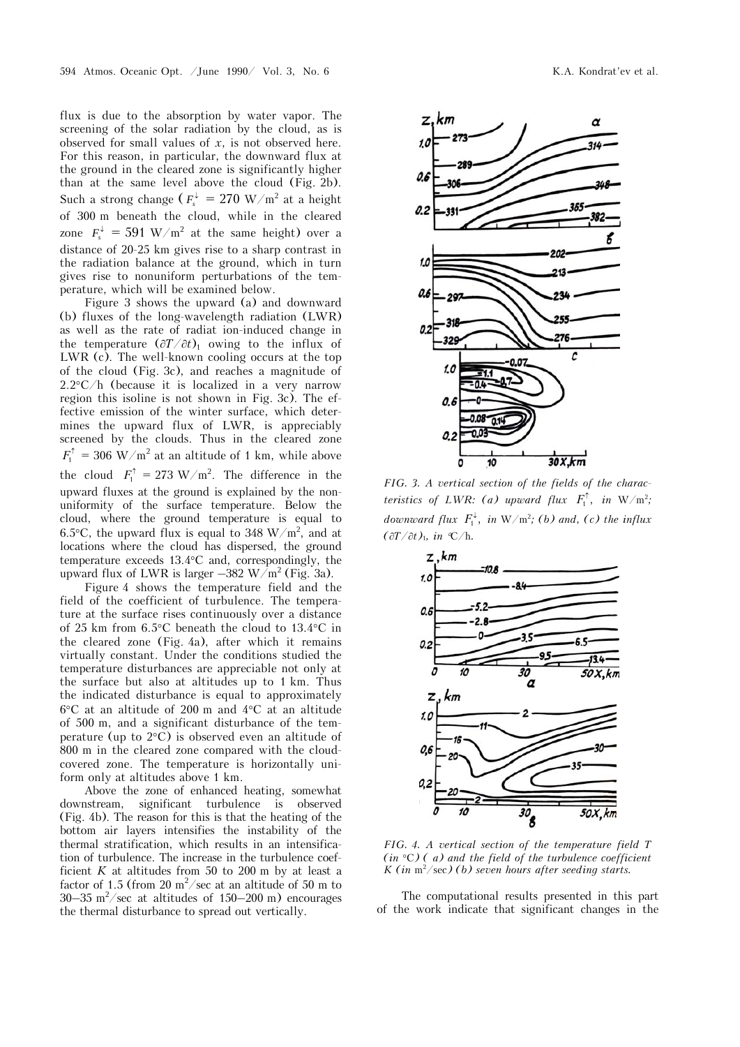flux is due to the absorption by water vapor. The screening of the solar radiation by the cloud, as is observed for small values of $x$, is not observed here. For this reason, in particular, the downward flux at the ground in the cleared zone is significantly higher than at the same level above the cloud (Fig. 2b). Such a strong change ($F_s^{\downarrow} = 270$ W/m$^2$ at a height of 300 m beneath the cloud, while in the cleared zone $F_s^{\downarrow} = 591$ W/m$^2$ at the same height) over a distance of 20-25 km gives rise to a sharp contrast in the radiation balance at the ground, which in turn gives rise to nonuniform perturbations of the temperature, which will be examined below.

Figure 3 shows the upward (a) and downward (b) fluxes of the long-wavelength radiation (LWR) as well as the rate of radiat ion-induced change in the temperature $(\partial T/\partial t)_1$ owing to the influx of LWR (c). The well-known cooling occurs at the top of the cloud (Fig. 3c), and reaches a magnitude of 2.2°C/h (because it is localized in a very narrow region this isoline is not shown in Fig. 3c). The effective emission of the winter surface, which determines the upward flux of LWR, is appreciably screened by the clouds. Thus in the cleared zone $F_1^{\uparrow} = 306$ W/m$^2$ at an altitude of 1 km, while above the cloud $F_1^{\uparrow} = 273$ W/m$^2$. The difference in the upward fluxes at the ground is explained by the nonuniformity of the surface temperature. Below the cloud, where the ground temperature is equal to 6.5°C, the upward flux is equal to 348 W/m$^2$, and at locations where the cloud has dispersed, the ground temperature exceeds 13.4°C and, correspondingly, the upward flux of LWR is larger –382 W/m$^2$ (Fig. 3a).

Figure 4 shows the temperature field and the field of the coefficient of turbulence. The temperature at the surface rises continuously over a distance of 25 km from 6.5°C beneath the cloud to 13.4°C in the cleared zone (Fig. 4a), after which it remains virtually constant. Under the conditions studied the temperature disturbances are appreciable not only at the surface but also at altitudes up to 1 km. Thus the indicated disturbance is equal to approximately 6°C at an altitude of 200 m and 4°C at an altitude of 500 m, and a significant disturbance of the temperature (up to 2°C) is observed even an altitude of 800 m in the cleared zone compared with the cloud-covered zone. The temperature is horizontally uniform only at altitudes above 1 km.

Above the zone of enhanced heating, somewhat downstream, significant turbulence is observed (Fig. 4b). The reason for this is that the heating of the bottom air layers intensifies the instability of the thermal stratification, which results in an intensification of turbulence. The increase in the turbulence coefficient $K$ at altitudes from 50 to 200 m by at least a factor of 1.5 (from 20 m$^2$/sec at an altitude of 50 m to 30–35 m$^2$/sec at altitudes of 150–200 m) encourages the thermal disturbance to spread out vertically.

FIG. 3. *A vertical section of the fields of the characteristics of LWR: (a) upward flux $F_1^{\uparrow}$, in W/m$^2$; downward flux $F_1^{\downarrow}$, in W/m$^2$; (b) and, (c) the influx $(\partial T/\partial t)_1$, in °C/h.*

FIG. 4. *A vertical section of the temperature field T (in °C) (a) and the field of the turbulence coefficient K (in m$^2$/sec) (b) seven hours after seeding starts.*

The computational results presented in this part of the work indicate that significant changes in the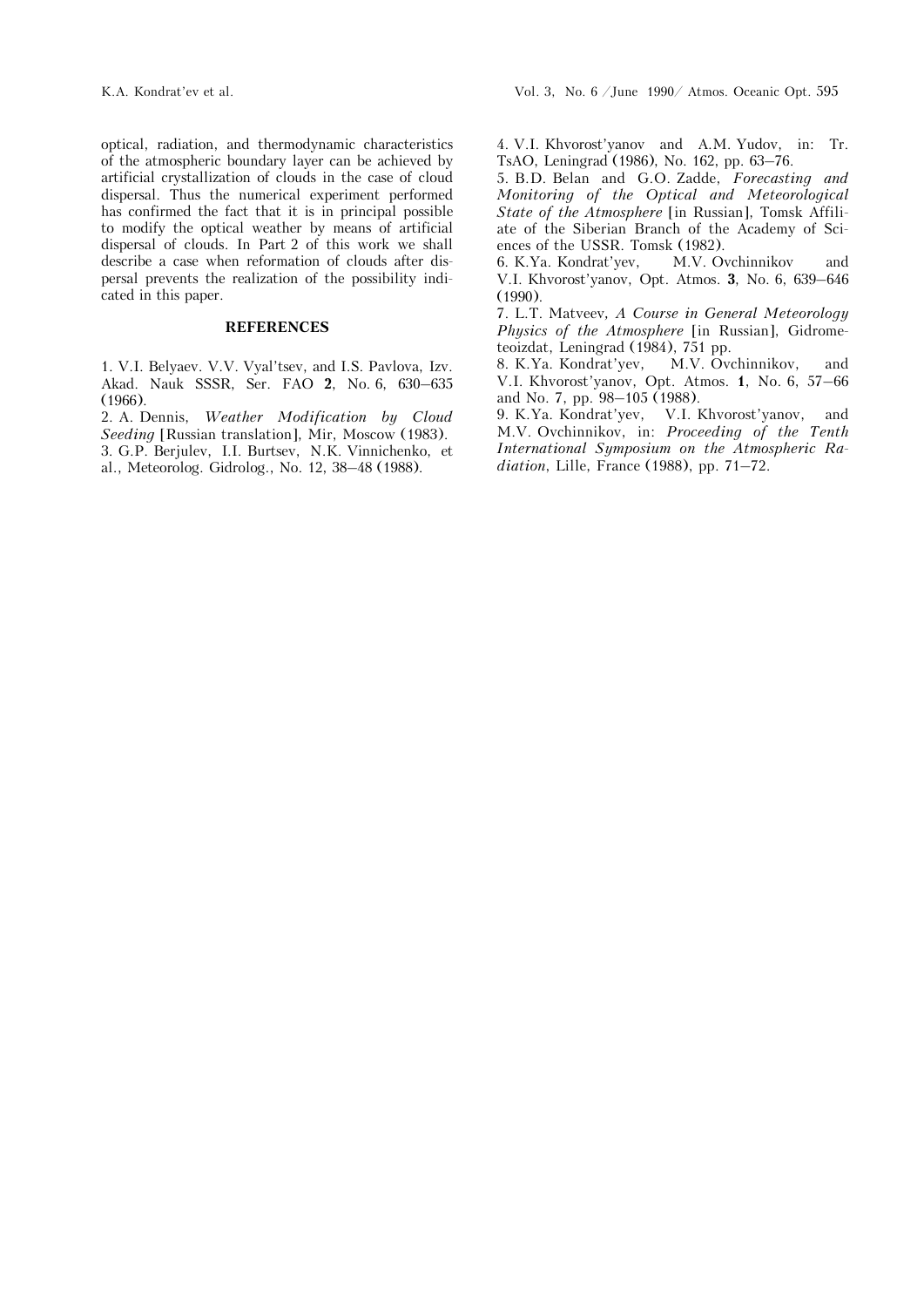optical, radiation, and thermodynamic characteristics of the atmospheric boundary layer can be achieved by artificial crystallization of clouds in the case of cloud dispersal. Thus the numerical experiment performed has confirmed the fact that it is in principal possible to modify the optical weather by means of artificial dispersal of clouds. In Part 2 of this work we shall describe a case when reformation of clouds after dispersal prevents the realization of the possibility indicated in this paper.

## REFERENCES

1. V.I. Belyaev. V.V. Vyal'tsev, and I.S. Pavlova, Izv. Akad. Nauk SSSR, Ser. FAO **2**, No. 6, 630–635 (1966).
2. A. Dennis, *Weather Modification by Cloud Seeding* [Russian translation], Mir, Moscow (1983).
3. G.P. Berjulev, I.I. Burtsev, N.K. Vinnichenko, et al., Meteorolog. Gidrolog., No. 12, 38–48 (1988).
4. V.I. Khvorost'yanov and A.M. Yudov, in: Tr. TsAO, Leningrad (1986), No. 162, pp. 63–76.
5. B.D. Belan and G.O. Zadde, *Forecasting and Monitoring of the Optical and Meteorological State of the Atmosphere* [in Russian], Tomsk Affiliate of the Siberian Branch of the Academy of Sciences of the USSR. Tomsk (1982).
6. K.Ya. Kondrat'yev, M.V. Ovchinnikov and V.I. Khvorost'yanov, Opt. Atmos. **3**, No. 6, 639–646 (1990).
7. L.T. Matveev, *A Course in General Meteorology Physics of the Atmosphere* [in Russian], Gidrometeoizdat, Leningrad (1984), 751 pp.
8. K.Ya. Kondrat'yev, M.V. Ovchinnikov, and V.I. Khvorost'yanov, Opt. Atmos. **1**, No. 6, 57–66 and No. 7, pp. 98–105 (1988).
9. K.Ya. Kondrat'yev, V.I. Khvorost'yanov, and M.V. Ovchinnikov, in: *Proceeding of the Tenth International Symposium on the Atmospheric Radiation*, Lille, France (1988), pp. 71–72.